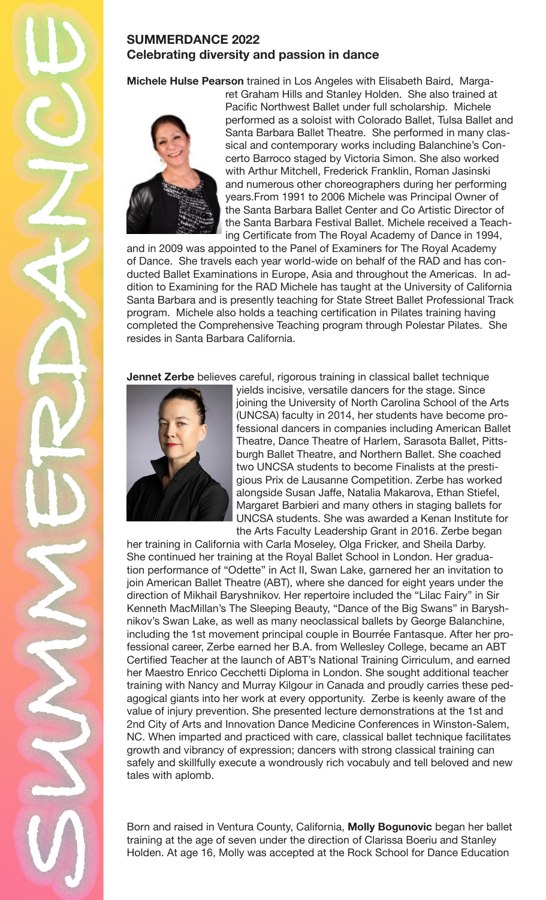## SUMMERDANCE 2022
### Celebrating diversity and passion in dance

**Michele Hulse Pearson** trained in Los Angeles with Elisabeth Baird, Margaret Graham Hills and Stanley Holden. She also trained at Pacific Northwest Ballet under full scholarship. Michele performed as a soloist with Colorado Ballet, Tulsa Ballet and Santa Barbara Ballet Theatre. She performed in many classical and contemporary works including Balanchine's Concerto Barroco staged by Victoria Simon. She also worked with Arthur Mitchell, Frederick Franklin, Roman Jasinski and numerous other choreographers during her performing years.From 1991 to 2006 Michele was Principal Owner of the Santa Barbara Ballet Center and Co Artistic Director of the Santa Barbara Festival Ballet. Michele received a Teaching Certificate from The Royal Academy of Dance in 1994, and in 2009 was appointed to the Panel of Examiners for The Royal Academy of Dance. She travels each year world-wide on behalf of the RAD and has conducted Ballet Examinations in Europe, Asia and throughout the Americas. In addition to Examining for the RAD Michele has taught at the University of California Santa Barbara and is presently teaching for State Street Ballet Professional Track program. Michele also holds a teaching certification in Pilates training having completed the Comprehensive Teaching program through Polestar Pilates. She resides in Santa Barbara California.

**Jennet Zerbe** believes careful, rigorous training in classical ballet technique yields incisive, versatile dancers for the stage. Since joining the University of North Carolina School of the Arts (UNCSA) faculty in 2014, her students have become professional dancers in companies including American Ballet Theatre, Dance Theatre of Harlem, Sarasota Ballet, Pittsburgh Ballet Theatre, and Northern Ballet. She coached two UNCSA students to become Finalists at the prestigious Prix de Lausanne Competition. Zerbe has worked alongside Susan Jaffe, Natalia Makarova, Ethan Stiefel, Margaret Barbieri and many others in staging ballets for UNCSA students. She was awarded a Kenan Institute for the Arts Faculty Leadership Grant in 2016. Zerbe began her training in California with Carla Moseley, Olga Fricker, and Sheila Darby. She continued her training at the Royal Ballet School in London. Her graduation performance of "Odette" in Act II, Swan Lake, garnered her an invitation to join American Ballet Theatre (ABT), where she danced for eight years under the direction of Mikhail Baryshnikov. Her repertoire included the "Lilac Fairy" in Sir Kenneth MacMillan's The Sleeping Beauty, "Dance of the Big Swans" in Baryshnikov's Swan Lake, as well as many neoclassical ballets by George Balanchine, including the 1st movement principal couple in Bourrée Fantasque. After her professional career, Zerbe earned her B.A. from Wellesley College, became an ABT Certified Teacher at the launch of ABT's National Training Cirriculum, and earned her Maestro Enrico Cecchetti Diploma in London. She sought additional teacher training with Nancy and Murray Kilgour in Canada and proudly carries these pedagogical giants into her work at every opportunity. Zerbe is keenly aware of the value of injury prevention. She presented lecture demonstrations at the 1st and 2nd City of Arts and Innovation Dance Medicine Conferences in Winston-Salem, NC. When imparted and practiced with care, classical ballet technique facilitates growth and vibrancy of expression; dancers with strong classical training can safely and skillfully execute a wondrously rich vocabuly and tell beloved and new tales with aplomb.

Born and raised in Ventura County, California, **Molly Bogunovic** began her ballet training at the age of seven under the direction of Clarissa Boeriu and Stanley Holden. At age 16, Molly was accepted at the Rock School for Dance Education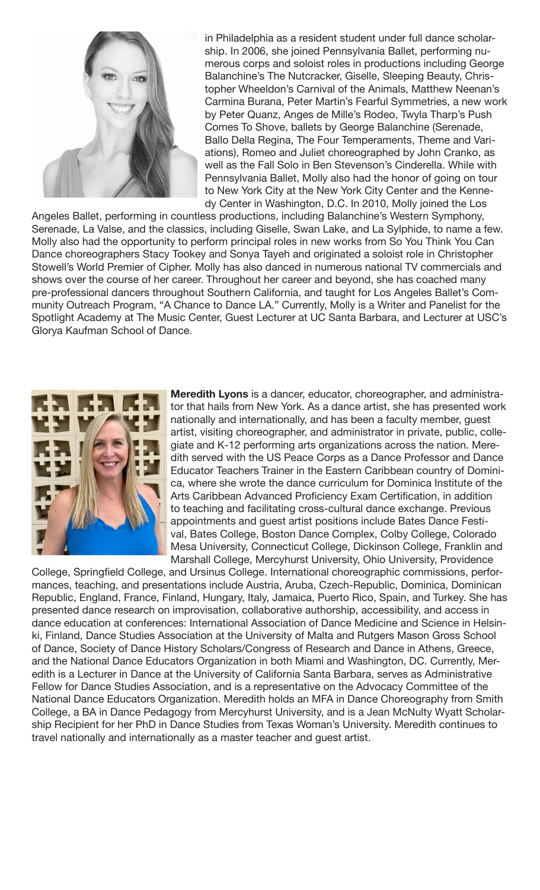in Philadelphia as a resident student under full dance scholarship. In 2006, she joined Pennsylvania Ballet, performing numerous corps and soloist roles in productions including George Balanchine's The Nutcracker, Giselle, Sleeping Beauty, Christopher Wheeldon's Carnival of the Animals, Matthew Neenan's Carmina Burana, Peter Martin's Fearful Symmetries, a new work by Peter Quanz, Anges de Mille's Rodeo, Twyla Tharp's Push Comes To Shove, ballets by George Balanchine (Serenade, Ballo Della Regina, The Four Temperaments, Theme and Variations), Romeo and Juliet choreographed by John Cranko, as well as the Fall Solo in Ben Stevenson's Cinderella. While with Pennsylvania Ballet, Molly also had the honor of going on tour to New York City at the New York City Center and the Kennedy Center in Washington, D.C. In 2010, Molly joined the Los Angeles Ballet, performing in countless productions, including Balanchine's Western Symphony, Serenade, La Valse, and the classics, including Giselle, Swan Lake, and La Sylphide, to name a few. Molly also had the opportunity to perform principal roles in new works from So You Think You Can Dance choreographers Stacy Tookey and Sonya Tayeh and originated a soloist role in Christopher Stowell's World Premier of Cipher. Molly has also danced in numerous national TV commercials and shows over the course of her career. Throughout her career and beyond, she has coached many pre-professional dancers throughout Southern California, and taught for Los Angeles Ballet's Community Outreach Program, "A Chance to Dance LA." Currently, Molly is a Writer and Panelist for the Spotlight Academy at The Music Center, Guest Lecturer at UC Santa Barbara, and Lecturer at USC's Glorya Kaufman School of Dance.

**Meredith Lyons** is a dancer, educator, choreographer, and administrator that hails from New York. As a dance artist, she has presented work nationally and internationally, and has been a faculty member, guest artist, visiting choreographer, and administrator in private, public, collegiate and K-12 performing arts organizations across the nation. Meredith served with the US Peace Corps as a Dance Professor and Dance Educator Teachers Trainer in the Eastern Caribbean country of Dominica, where she wrote the dance curriculum for Dominica Institute of the Arts Caribbean Advanced Proficiency Exam Certification, in addition to teaching and facilitating cross-cultural dance exchange. Previous appointments and guest artist positions include Bates Dance Festival, Bates College, Boston Dance Complex, Colby College, Colorado Mesa University, Connecticut College, Dickinson College, Franklin and Marshall College, Mercyhurst University, Ohio University, Providence College, Springfield College, and Ursinus College. International choreographic commissions, performances, teaching, and presentations include Austria, Aruba, Czech-Republic, Dominica, Dominican Republic, England, France, Finland, Hungary, Italy, Jamaica, Puerto Rico, Spain, and Turkey. She has presented dance research on improvisation, collaborative authorship, accessibility, and access in dance education at conferences: International Association of Dance Medicine and Science in Helsinki, Finland, Dance Studies Association at the University of Malta and Rutgers Mason Gross School of Dance, Society of Dance History Scholars/Congress of Research and Dance in Athens, Greece, and the National Dance Educators Organization in both Miami and Washington, DC. Currently, Meredith is a Lecturer in Dance at the University of California Santa Barbara, serves as Administrative Fellow for Dance Studies Association, and is a representative on the Advocacy Committee of the National Dance Educators Organization. Meredith holds an MFA in Dance Choreography from Smith College, a BA in Dance Pedagogy from Mercyhurst University, and is a Jean McNulty Wyatt Scholarship Recipient for her PhD in Dance Studies from Texas Woman's University. Meredith continues to travel nationally and internationally as a master teacher and guest artist.